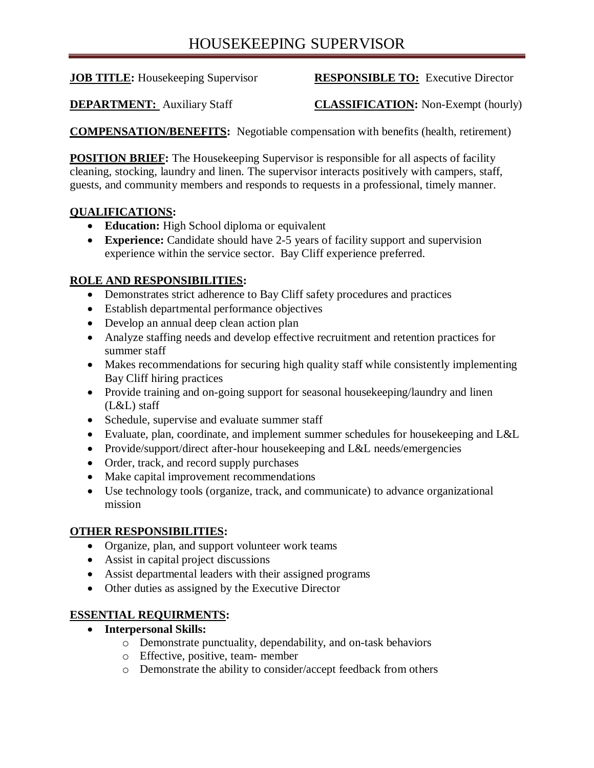# HOUSEKEEPING SUPERVISOR

**JOB TITLE:** Housekeeping Supervisor **RESPONSIBLE TO:** Executive Director

**DEPARTMENT:** Auxiliary Staff **CLASSIFICATION:** Non-Exempt (hourly)

**COMPENSATION/BENEFITS:** Negotiable compensation with benefits (health, retirement)

**POSITION BRIEF:** The Housekeeping Supervisor is responsible for all aspects of facility cleaning, stocking, laundry and linen. The supervisor interacts positively with campers, staff, guests, and community members and responds to requests in a professional, timely manner.

**QUALIFICATIONS:**

- **Education:** High School diploma or equivalent
- **Experience:** Candidate should have 2-5 years of facility support and supervision experience within the service sector. Bay Cliff experience preferred.

**ROLE AND RESPONSIBILITIES:**

- Demonstrates strict adherence to Bay Cliff safety procedures and practices
- Establish departmental performance objectives
- Develop an annual deep clean action plan
- Analyze staffing needs and develop effective recruitment and retention practices for summer staff
- Makes recommendations for securing high quality staff while consistently implementing Bay Cliff hiring practices
- Provide training and on-going support for seasonal housekeeping/laundry and linen (L&L) staff
- Schedule, supervise and evaluate summer staff
- Evaluate, plan, coordinate, and implement summer schedules for housekeeping and L&L
- Provide/support/direct after-hour housekeeping and L&L needs/emergencies
- Order, track, and record supply purchases
- Make capital improvement recommendations
- Use technology tools (organize, track, and communicate) to advance organizational mission

**OTHER RESPONSIBILITIES:**

- Organize, plan, and support volunteer work teams
- Assist in capital project discussions
- Assist departmental leaders with their assigned programs
- Other duties as assigned by the Executive Director

**ESSENTIAL REQUIRMENTS:**

- **Interpersonal Skills:**
  - Demonstrate punctuality, dependability, and on-task behaviors
  - Effective, positive, team- member
  - Demonstrate the ability to consider/accept feedback from others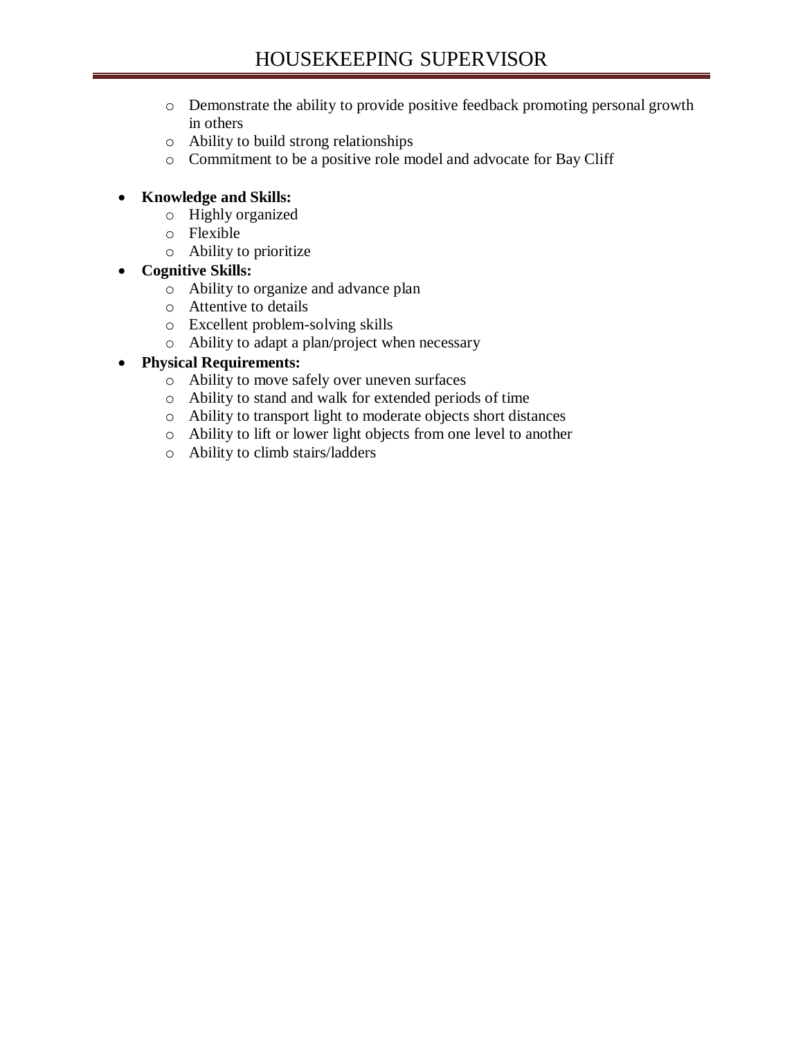- Demonstrate the ability to provide positive feedback promoting personal growth in others
- Ability to build strong relationships
- Commitment to be a positive role model and advocate for Bay Cliff

- **Knowledge and Skills:**
  - Highly organized
  - Flexible
  - Ability to prioritize
- **Cognitive Skills:**
  - Ability to organize and advance plan
  - Attentive to details
  - Excellent problem-solving skills
  - Ability to adapt a plan/project when necessary
- **Physical Requirements:**
  - Ability to move safely over uneven surfaces
  - Ability to stand and walk for extended periods of time
  - Ability to transport light to moderate objects short distances
  - Ability to lift or lower light objects from one level to another
  - Ability to climb stairs/ladders